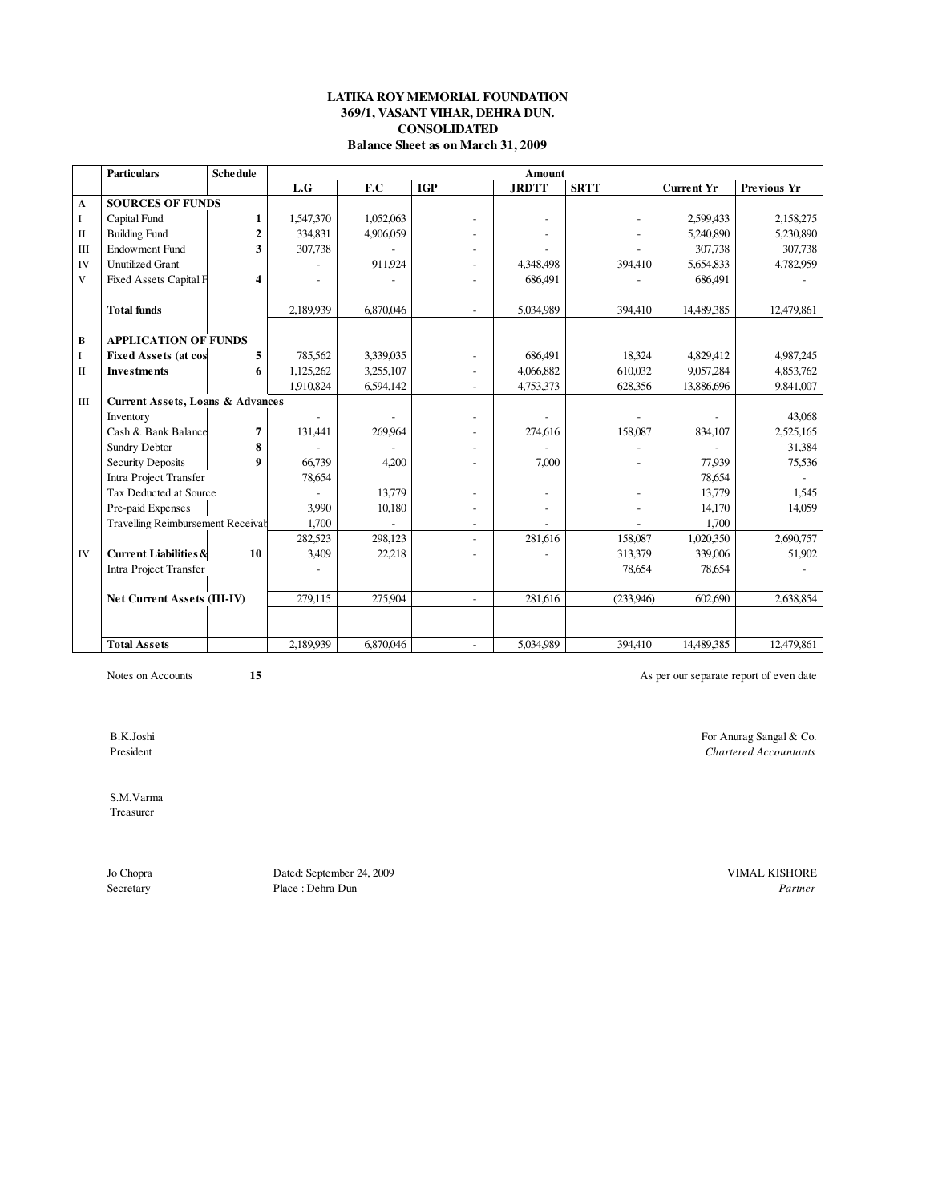**LATIKA ROY MEMORIAL FOUNDATION**
**369/1, VASANT VIHAR, DEHRA DUN.**
**CONSOLIDATED**
**Balance Sheet as on March 31, 2009**

| | Particulars | Schedule | Amount | | | | | | |
|---|---|---|---|---|---|---|---|---|---|
| | | | L.G | F.C | IGP | JRDTT | SRTT | Current Yr | Previous Yr |
| **A** | **SOURCES OF FUNDS** | | | | | | | | |
| I | Capital Fund | 1 | 1,547,370 | 1,052,063 | - | - | - | 2,599,433 | 2,158,275 |
| II | Building Fund | 2 | 334,831 | 4,906,059 | - | - | - | 5,240,890 | 5,230,890 |
| III | Endowment Fund | 3 | 307,738 | - | - | - | - | 307,738 | 307,738 |
| IV | Unutilized Grant | | - | 911,924 | - | 4,348,498 | 394,410 | 5,654,833 | 4,782,959 |
| V | Fixed Assets Capital F | 4 | - | - | - | 686,491 | - | 686,491 | - |
| | **Total funds** | | 2,189,939 | 6,870,046 | - | 5,034,989 | 394,410 | 14,489,385 | 12,479,861 |
| **B** | **APPLICATION OF FUNDS** | | | | | | | | |
| I | **Fixed Assets (at cos** | 5 | 785,562 | 3,339,035 | - | 686,491 | 18,324 | 4,829,412 | 4,987,245 |
| II | **Investments** | 6 | 1,125,262 | 3,255,107 | - | 4,066,882 | 610,032 | 9,057,284 | 4,853,762 |
| | | | 1,910,824 | 6,594,142 | - | 4,753,373 | 628,356 | 13,886,696 | 9,841,007 |
| III | **Current Assets, Loans & Advances** | | | | | | | | |
| | Inventory | | - | - | - | - | - | - | 43,068 |
| | Cash & Bank Balance | 7 | 131,441 | 269,964 | - | 274,616 | 158,087 | 834,107 | 2,525,165 |
| | Sundry Debtor | 8 | - | - | - | - | - | - | 31,384 |
| | Security Deposits | 9 | 66,739 | 4,200 | - | 7,000 | - | 77,939 | 75,536 |
| | Intra Project Transfer | | 78,654 | | | | | 78,654 | - |
| | Tax Deducted at Source | | - | 13,779 | - | - | - | 13,779 | 1,545 |
| | Pre-paid Expenses | | 3,990 | 10,180 | - | - | - | 14,170 | 14,059 |
| | Travelling Reimbursement Receivab | | 1,700 | - | - | - | - | 1,700 | |
| | | | 282,523 | 298,123 | - | 281,616 | 158,087 | 1,020,350 | 2,690,757 |
| IV | **Current Liabilities &** | 10 | 3,409 | 22,218 | - | - | 313,379 | 339,006 | 51,902 |
| | Intra Project Transfer | | - | | | | 78,654 | 78,654 | - |
| | **Net Current Assets (III-IV)** | | 279,115 | 275,904 | - | 281,616 | (233,946) | 602,690 | 2,638,854 |
| | **Total Assets** | | 2,189,939 | 6,870,046 | - | 5,034,989 | 394,410 | 14,489,385 | 12,479,861 |

Notes on Accounts **15**

As per our separate report of even date

B.K.Joshi
President

S.M.Varma
Treasurer

Jo Chopra
Secretary

Dated: September 24, 2009
Place : Dehra Dun

For Anurag Sangal & Co.
*Chartered Accountants*

VIMAL KISHORE
*Partner*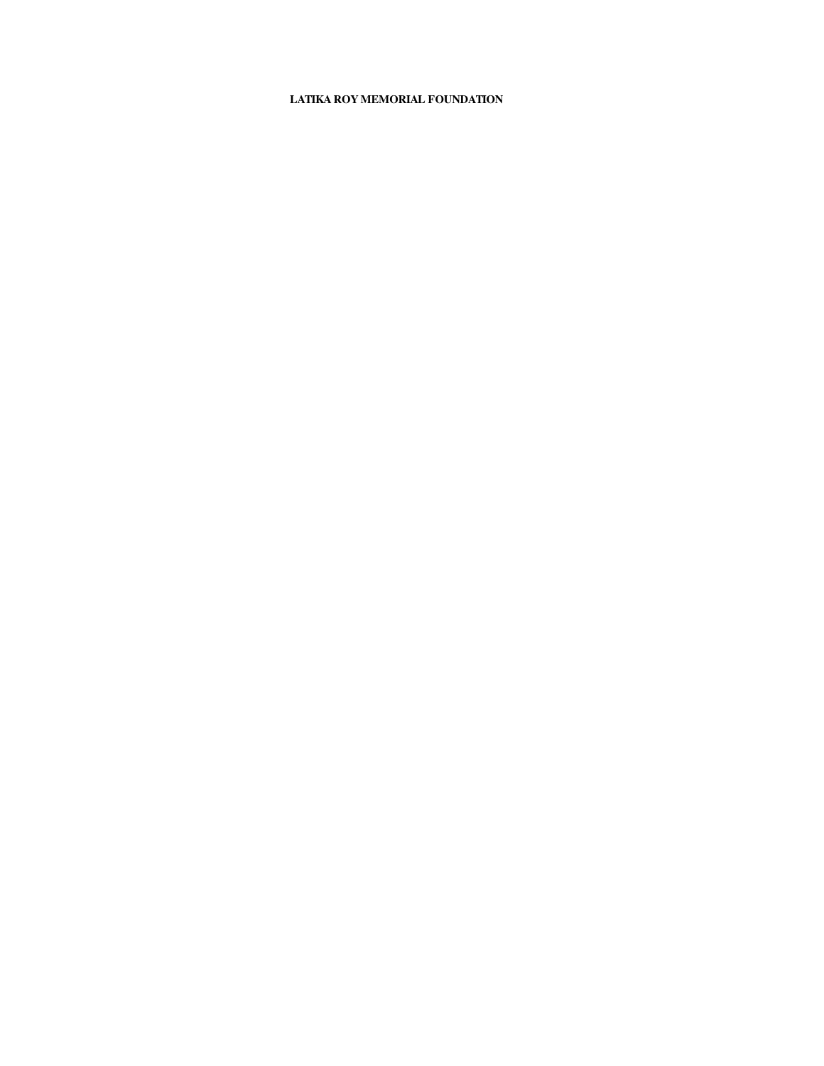**LATIKA ROY MEMORIAL FOUNDATION**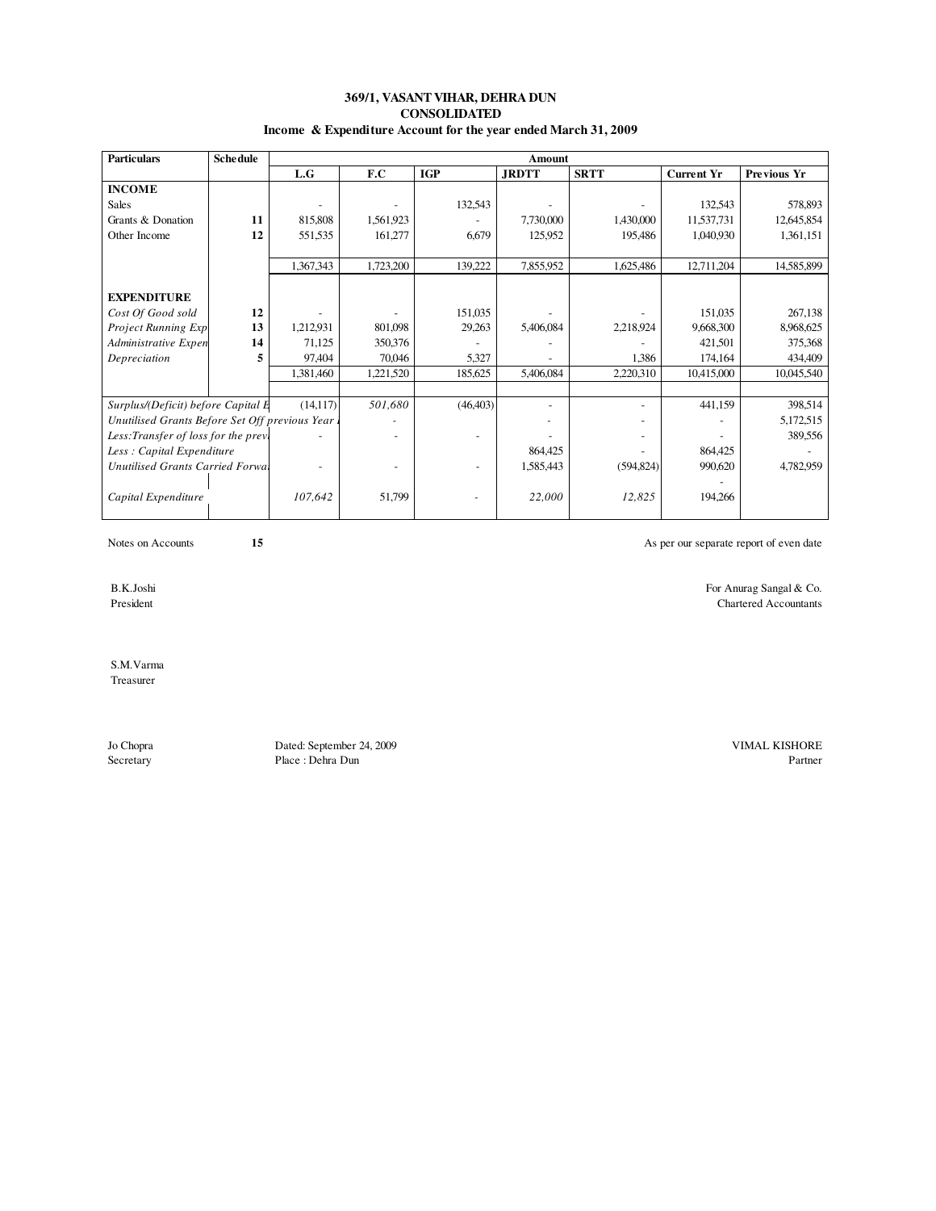**369/1, VASANT VIHAR, DEHRA DUN**
**CONSOLIDATED**
**Income & Expenditure Account for the year ended March 31, 2009**

| Particulars | Schedule | Amount | | | | | | |
|---|---|---|---|---|---|---|---|---|
| | | L.G | F.C | IGP | JRDTT | SRTT | Current Yr | Previous Yr |
| **INCOME** | | | | | | | | |
| Sales | | - | - | 132,543 | - | - | 132,543 | 578,893 |
| Grants & Donation | 11 | 815,808 | 1,561,923 | - | 7,730,000 | 1,430,000 | 11,537,731 | 12,645,854 |
| Other Income | 12 | 551,535 | 161,277 | 6,679 | 125,952 | 195,486 | 1,040,930 | 1,361,151 |
| | | 1,367,343 | 1,723,200 | 139,222 | 7,855,952 | 1,625,486 | 12,711,204 | 14,585,899 |
| **EXPENDITURE** | | | | | | | | |
| *Cost Of Good sold* | 12 | - | - | 151,035 | - | - | 151,035 | 267,138 |
| *Project Running Exp* | 13 | 1,212,931 | 801,098 | 29,263 | 5,406,084 | 2,218,924 | 9,668,300 | 8,968,625 |
| *Administrative Expen* | 14 | 71,125 | 350,376 | - | - | - | 421,501 | 375,368 |
| *Depreciation* | 5 | 97,404 | 70,046 | 5,327 | - | 1,386 | 174,164 | 434,409 |
| | | 1,381,460 | 1,221,520 | 185,625 | 5,406,084 | 2,220,310 | 10,415,000 | 10,045,540 |
| *Surplus/(Deficit) before Capital E* | | (14,117) | *501,680* | (46,403) | - | - | 441,159 | 398,514 |
| *Unutilised Grants Before Set Off previous Year* | | | - | | - | - | - | 5,172,515 |
| *Less:Transfer of loss for the prev* | | - | - | - | - | - | - | 389,556 |
| *Less : Capital Expenditure* | | | | | 864,425 | - | 864,425 | - |
| *Unutilised Grants Carried Forwa* | | - | - | - | 1,585,443 | (594,824) | 990,620 | 4,782,959 |
| | | | | | | | - | |
| *Capital Expenditure* | | *107,642* | 51,799 | - | *22,000* | *12,825* | 194,266 | |

Notes on Accounts **15**

As per our separate report of even date

B.K.Joshi
President

For Anurag Sangal & Co.
Chartered Accountants

S.M.Varma
Treasurer

Jo Chopra
Secretary

Dated: September 24, 2009
Place : Dehra Dun

VIMAL KISHORE
Partner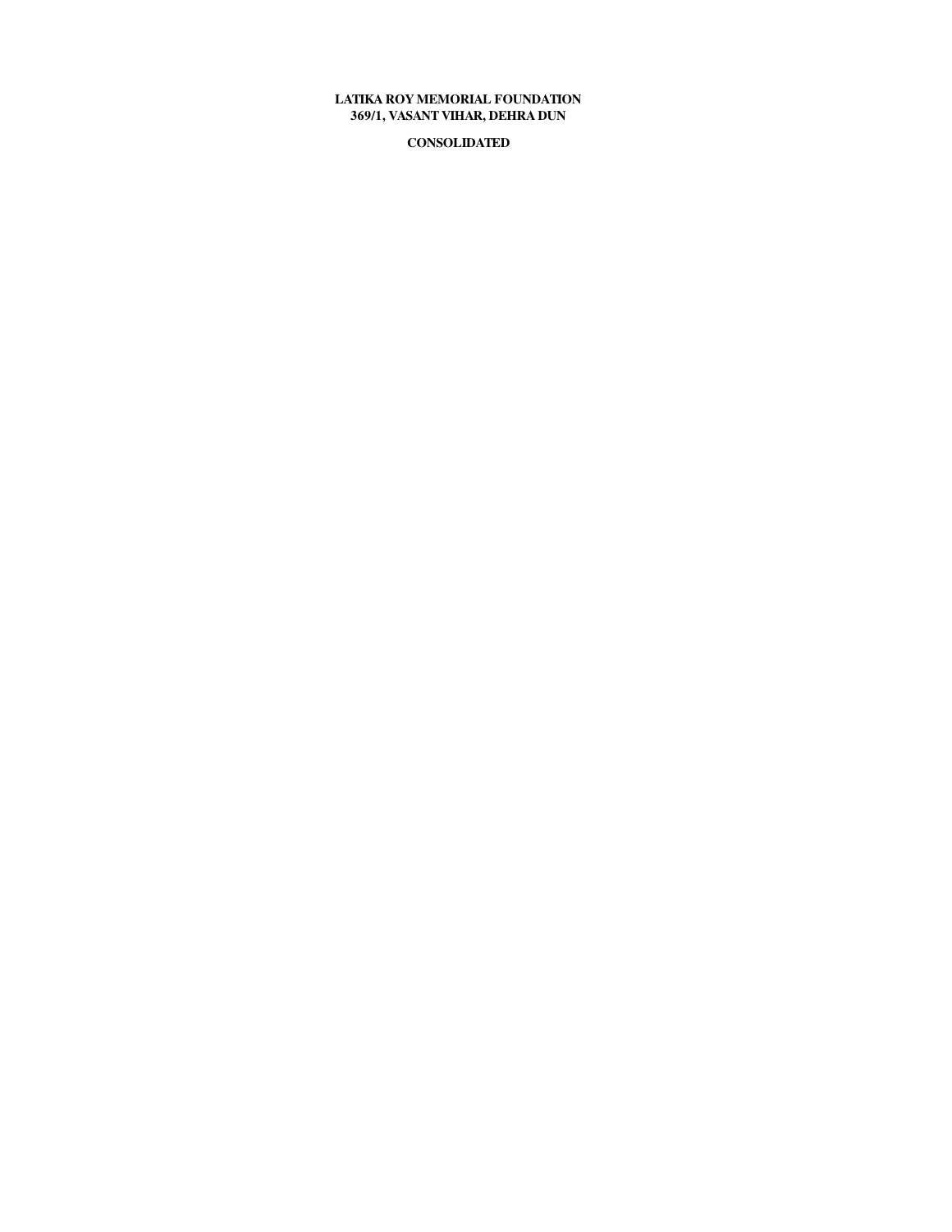**LATIKA ROY MEMORIAL FOUNDATION**
**369/1, VASANT VIHAR, DEHRA DUN**

**CONSOLIDATED**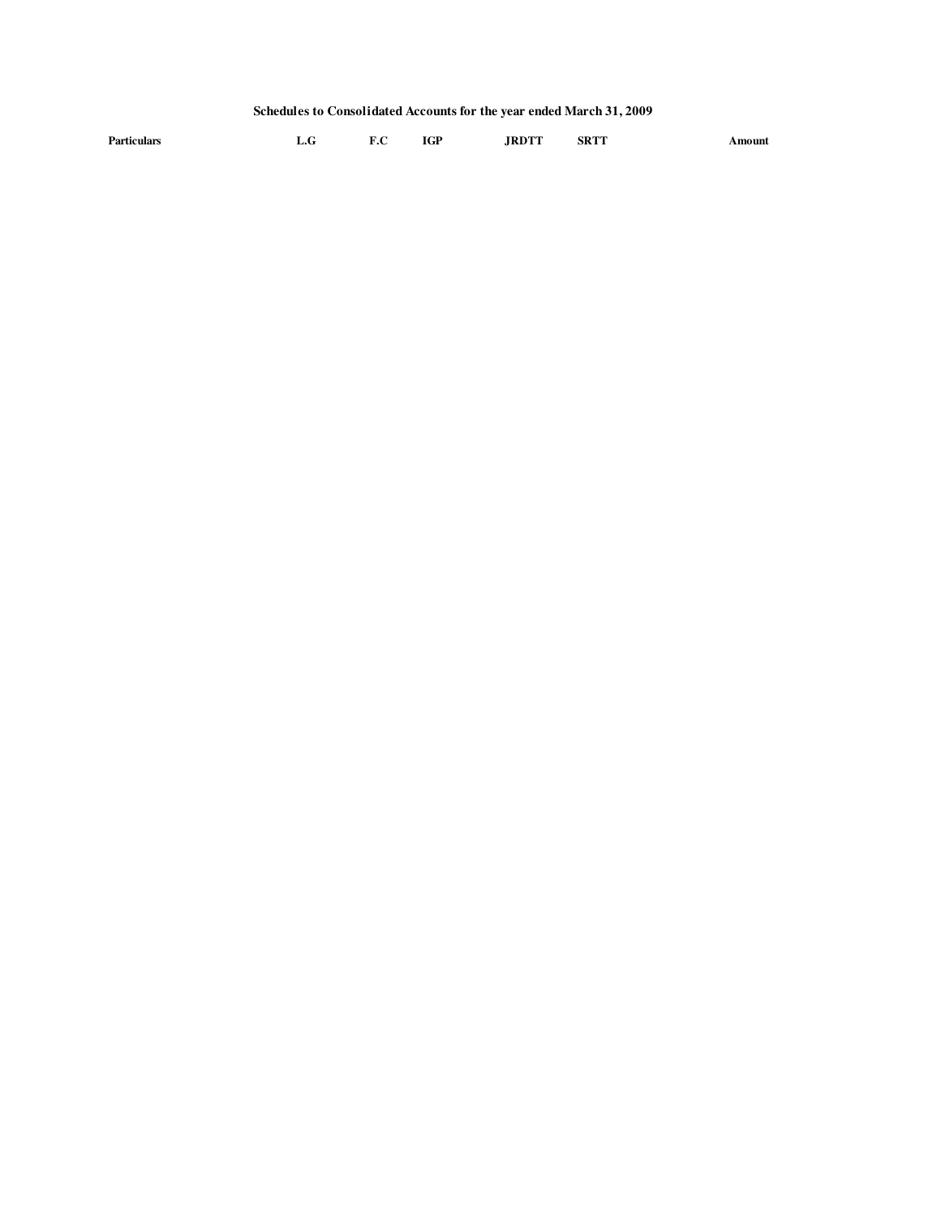## Schedules to Consolidated Accounts for the year ended March 31, 2009

| Particulars | L.G | F.C | IGP | JRDTT | SRTT | Amount |
|---|---|---|---|---|---|---|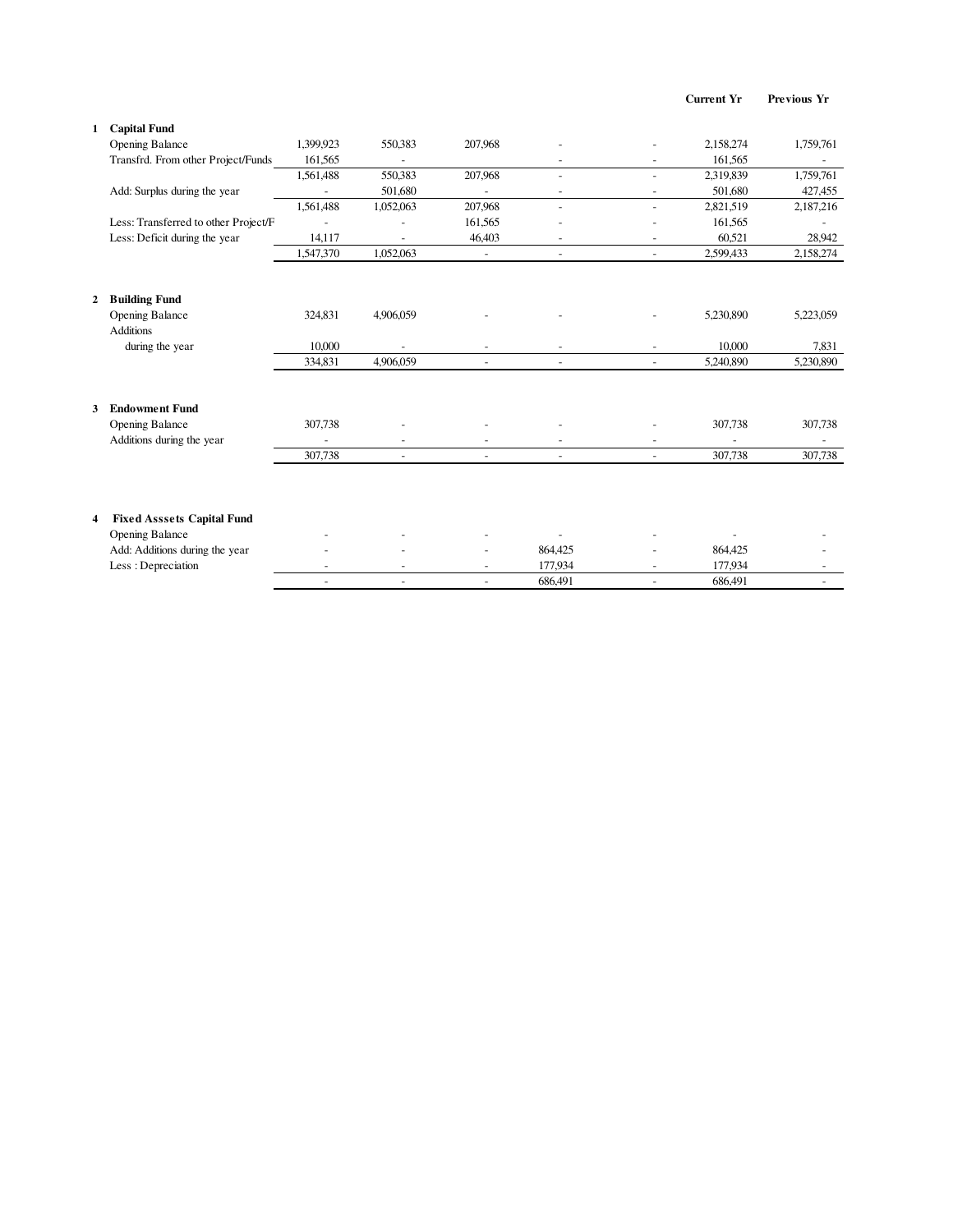| | | | | | | | Current Yr | Previous Yr |
|---|---|---|---|---|---|---|---|---|
| **1** | **Capital Fund** | | | | | | | |
| | Opening Balance | 1,399,923 | 550,383 | 207,968 | - | - | 2,158,274 | 1,759,761 |
| | Transfrd. From other Project/Funds | 161,565 | - | | - | - | 161,565 | - |
| | | 1,561,488 | 550,383 | 207,968 | - | - | 2,319,839 | 1,759,761 |
| | Add: Surplus during the year | - | 501,680 | - | - | - | 501,680 | 427,455 |
| | | 1,561,488 | 1,052,063 | 207,968 | - | - | 2,821,519 | 2,187,216 |
| | Less: Transferred to other Project/F | - | - | 161,565 | - | - | 161,565 | - |
| | Less: Deficit during the year | 14,117 | - | 46,403 | - | - | 60,521 | 28,942 |
| | | 1,547,370 | 1,052,063 | - | - | - | 2,599,433 | 2,158,274 |
| **2** | **Building Fund** | | | | | | | |
| | Opening Balance | 324,831 | 4,906,059 | - | - | - | 5,230,890 | 5,223,059 |
| | Additions during the year | 10,000 | - | - | - | - | 10,000 | 7,831 |
| | | 334,831 | 4,906,059 | - | - | - | 5,240,890 | 5,230,890 |
| **3** | **Endowment Fund** | | | | | | | |
| | Opening Balance | 307,738 | - | - | - | - | 307,738 | 307,738 |
| | Additions during the year | - | - | - | - | - | - | - |
| | | 307,738 | - | - | - | - | 307,738 | 307,738 |
| **4** | **Fixed Asssets Capital Fund** | | | | | | | |
| | Opening Balance | - | - | - | - | - | - | - |
| | Add: Additions during the year | - | - | - | 864,425 | - | 864,425 | - |
| | Less : Depreciation | - | - | - | 177,934 | - | 177,934 | - |
| | | - | - | - | 686,491 | - | 686,491 | - |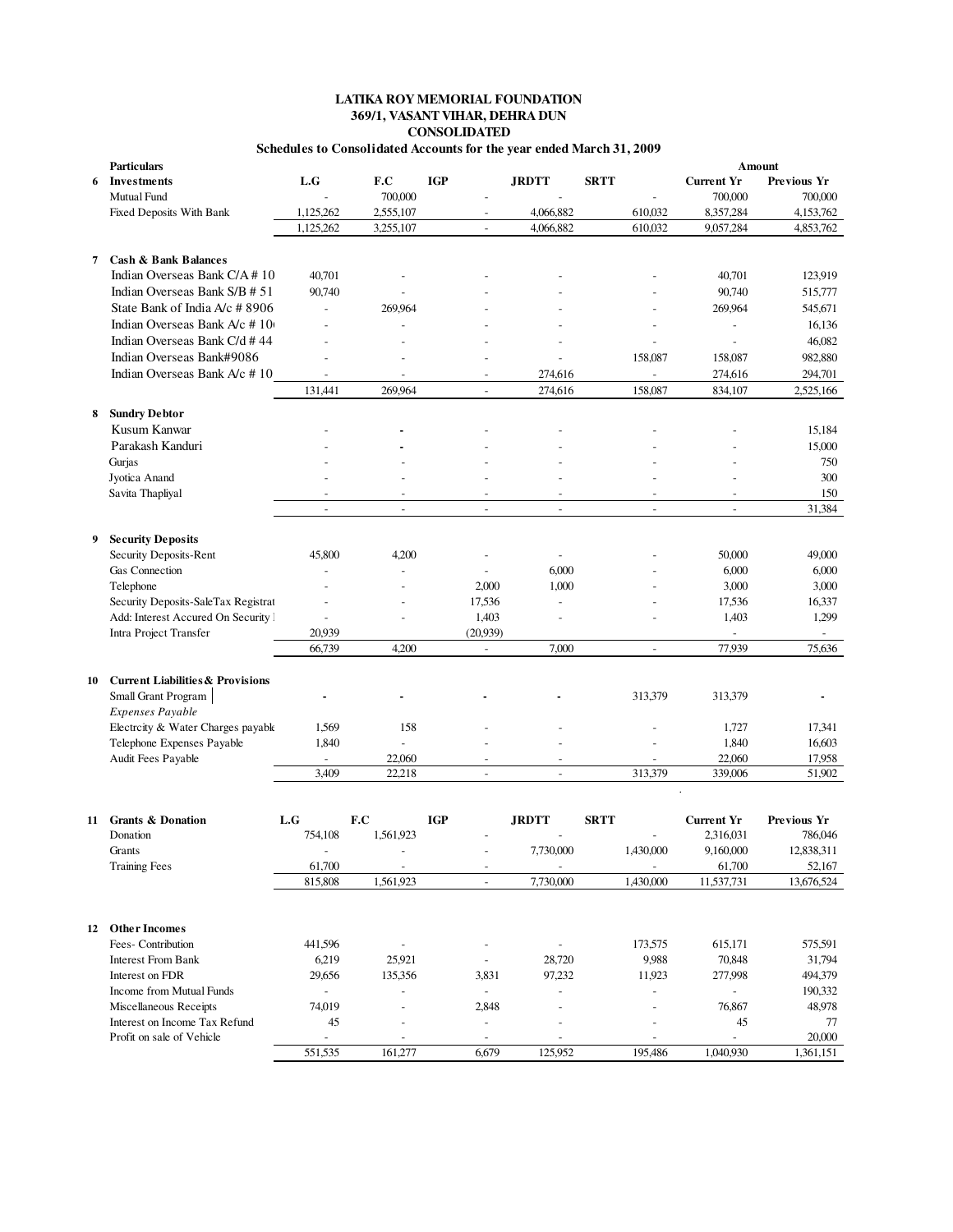# LATIKA ROY MEMORIAL FOUNDATION

## 369/1, VASANT VIHAR, DEHRA DUN

## CONSOLIDATED

### Schedules to Consolidated Accounts for the year ended March 31, 2009

| | Particulars | L.G | F.C | IGP | JRDTT | SRTT | Amount Current Yr | Amount Previous Yr |
|---|---|---|---|---|---|---|---|---|
| **6** | **Investments** | | | | | | | |
| | Mutual Fund | - | 700,000 | - | - | - | 700,000 | 700,000 |
| | Fixed Deposits With Bank | 1,125,262 | 2,555,107 | - | 4,066,882 | 610,032 | 8,357,284 | 4,153,762 |
| | | 1,125,262 | 3,255,107 | - | 4,066,882 | 610,032 | 9,057,284 | 4,853,762 |
| **7** | **Cash & Bank Balances** | | | | | | | |
| | Indian Overseas Bank C/A # 10 | 40,701 | - | - | - | - | 40,701 | 123,919 |
| | Indian Overseas Bank S/B # 51 | 90,740 | - | - | - | - | 90,740 | 515,777 |
| | State Bank of India A/c # 8906 | - | 269,964 | - | - | - | 269,964 | 545,671 |
| | Indian Overseas Bank A/c # 10 | - | - | - | - | - | - | 16,136 |
| | Indian Overseas Bank C/d # 44 | - | - | - | - | - | - | 46,082 |
| | Indian Overseas Bank#9086 | - | - | - | - | 158,087 | 158,087 | 982,880 |
| | Indian Overseas Bank A/c # 10 | - | - | - | 274,616 | - | 274,616 | 294,701 |
| | | 131,441 | 269,964 | - | 274,616 | 158,087 | 834,107 | 2,525,166 |
| **8** | **Sundry Debtor** | | | | | | | |
| | Kusum Kanwar | - | - | - | - | - | - | 15,184 |
| | Parakash Kanduri | - | - | - | - | - | - | 15,000 |
| | Gurjas | - | - | - | - | - | - | 750 |
| | Jyotica Anand | - | - | - | - | - | - | 300 |
| | Savita Thapliyal | - | - | - | - | - | - | 150 |
| | | - | - | - | - | - | - | 31,384 |
| **9** | **Security Deposits** | | | | | | | |
| | Security Deposits-Rent | 45,800 | 4,200 | - | - | - | 50,000 | 49,000 |
| | Gas Connection | - | - | - | 6,000 | - | 6,000 | 6,000 |
| | Telephone | - | - | 2,000 | 1,000 | - | 3,000 | 3,000 |
| | Security Deposits-SaleTax Registrat | - | - | 17,536 | - | - | 17,536 | 16,337 |
| | Add: Interest Accured On Security | - | - | 1,403 | - | - | 1,403 | 1,299 |
| | Intra Project Transfer | 20,939 | | (20,939) | | | - | - |
| | | 66,739 | 4,200 | - | 7,000 | - | 77,939 | 75,636 |
| **10** | **Current Liabilities & Provisions** | | | | | | | |
| | Small Grant Program | - | - | - | - | 313,379 | 313,379 | - |
| | *Expenses Payable* | | | | | | | |
| | Electrcity & Water Charges payable | 1,569 | 158 | - | - | - | 1,727 | 17,341 |
| | Telephone Expenses Payable | 1,840 | - | - | - | - | 1,840 | 16,603 |
| | Audit Fees Payable | - | 22,060 | - | - | - | 22,060 | 17,958 |
| | | 3,409 | 22,218 | - | - | 313,379 | 339,006 | 51,902 |

| | Particulars | L.G | F.C | IGP | JRDTT | SRTT | Current Yr | Previous Yr |
|---|---|---|---|---|---|---|---|---|
| **11** | **Grants & Donation** | | | | | | | |
| | Donation | 754,108 | 1,561,923 | - | - | - | 2,316,031 | 786,046 |
| | Grants | - | - | - | 7,730,000 | 1,430,000 | 9,160,000 | 12,838,311 |
| | Training Fees | 61,700 | - | - | - | - | 61,700 | 52,167 |
| | | 815,808 | 1,561,923 | - | 7,730,000 | 1,430,000 | 11,537,731 | 13,676,524 |
| **12** | **Other Incomes** | | | | | | | |
| | Fees- Contribution | 441,596 | - | - | - | 173,575 | 615,171 | 575,591 |
| | Interest From Bank | 6,219 | 25,921 | - | 28,720 | 9,988 | 70,848 | 31,794 |
| | Interest on FDR | 29,656 | 135,356 | 3,831 | 97,232 | 11,923 | 277,998 | 494,379 |
| | Income from Mutual Funds | - | - | - | - | - | - | 190,332 |
| | Miscellaneous Receipts | 74,019 | - | 2,848 | - | - | 76,867 | 48,978 |
| | Interest on Income Tax Refund | 45 | - | - | - | - | 45 | 77 |
| | Profit on sale of Vehicle | - | - | - | - | - | - | 20,000 |
| | | 551,535 | 161,277 | 6,679 | 125,952 | 195,486 | 1,040,930 | 1,361,151 |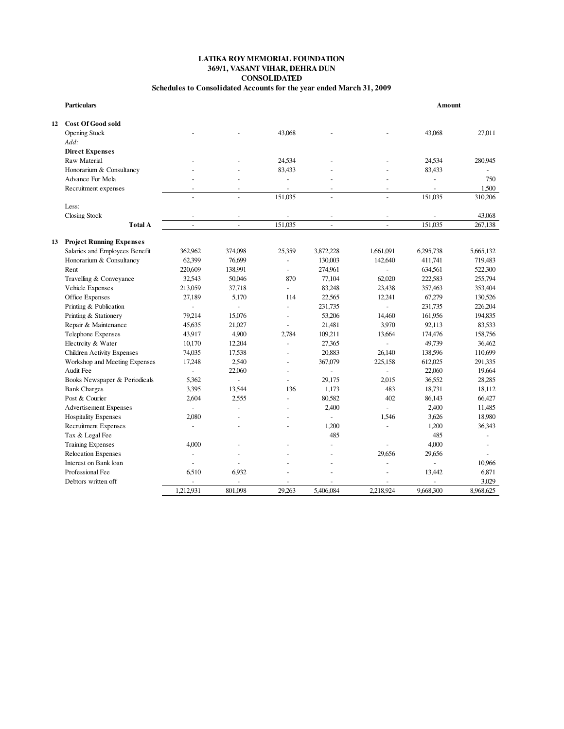**LATIKA ROY MEMORIAL FOUNDATION**
**369/1, VASANT VIHAR, DEHRA DUN**
**CONSOLIDATED**
**Schedules to Consolidated Accounts for the year ended March 31, 2009**

| | Particulars | | | | | | Amount | |
|---|---|---|---|---|---|---|---|---|
| **12** | **Cost Of Good sold** | | | | | | | |
| | Opening Stock | - | - | 43,068 | - | - | 43,068 | 27,011 |
| | *Add:* | | | | | | | |
| | **Direct Expenses** | | | | | | | |
| | Raw Material | - | - | 24,534 | - | - | 24,534 | 280,945 |
| | Honorarium & Consultancy | - | - | 83,433 | - | - | 83,433 | - |
| | Advance For Mela | - | - | - | - | - | - | 750 |
| | Recruitment expenses | - | - | - | - | - | - | 1,500 |
| | | - | - | 151,035 | - | - | 151,035 | 310,206 |
| | Less: | | | | | | | |
| | Closing Stock | - | - | - | - | - | - | 43,068 |
| | **Total A** | - | - | 151,035 | - | - | 151,035 | 267,138 |
| **13** | **Project Running Expenses** | | | | | | | |
| | Salaries and Employees Benefit | 362,962 | 374,098 | 25,359 | 3,872,228 | 1,661,091 | 6,295,738 | 5,665,132 |
| | Honorarium & Consultancy | 62,399 | 76,699 | - | 130,003 | 142,640 | 411,741 | 719,483 |
| | Rent | 220,609 | 138,991 | - | 274,961 | - | 634,561 | 522,300 |
| | Travelling & Conveyance | 32,543 | 50,046 | 870 | 77,104 | 62,020 | 222,583 | 255,794 |
| | Vehicle Expenses | 213,059 | 37,718 | - | 83,248 | 23,438 | 357,463 | 353,404 |
| | Office Expenses | 27,189 | 5,170 | 114 | 22,565 | 12,241 | 67,279 | 130,526 |
| | Printing & Publication | - | - | - | 231,735 | - | 231,735 | 226,204 |
| | Printing & Stationery | 79,214 | 15,076 | - | 53,206 | 14,460 | 161,956 | 194,835 |
| | Repair & Maintenance | 45,635 | 21,027 | - | 21,481 | 3,970 | 92,113 | 83,533 |
| | Telephone Expenses | 43,917 | 4,900 | 2,784 | 109,211 | 13,664 | 174,476 | 158,756 |
| | Electrcity & Water | 10,170 | 12,204 | - | 27,365 | - | 49,739 | 36,462 |
| | Children Activity Expenses | 74,035 | 17,538 | - | 20,883 | 26,140 | 138,596 | 110,699 |
| | Workshop and Meeting Expenses | 17,248 | 2,540 | - | 367,079 | 225,158 | 612,025 | 291,335 |
| | Audit Fee | - | 22,060 | - | - | - | 22,060 | 19,664 |
| | Books Newspaper & Periodicals | 5,362 | - | - | 29,175 | 2,015 | 36,552 | 28,285 |
| | Bank Charges | 3,395 | 13,544 | 136 | 1,173 | 483 | 18,731 | 18,112 |
| | Post & Courier | 2,604 | 2,555 | - | 80,582 | 402 | 86,143 | 66,427 |
| | Advertisement Expenses | - | - | - | 2,400 | - | 2,400 | 11,485 |
| | Hospitality Expenses | 2,080 | - | - | - | 1,546 | 3,626 | 18,980 |
| | Recruitment Expenses | - | - | - | 1,200 | - | 1,200 | 36,343 |
| | Tax & Legal Fee | | | | 485 | | 485 | - |
| | Training Expenses | 4,000 | - | - | - | - | 4,000 | - |
| | Relocation Expenses | - | - | - | - | 29,656 | 29,656 | - |
| | Interest on Bank loan | - | - | - | - | - | - | 10,966 |
| | Professional Fee | 6,510 | 6,932 | - | - | - | 13,442 | 6,871 |
| | Debtors written off | - | - | - | - | - | - | 3,029 |
| | | 1,212,931 | 801,098 | 29,263 | 5,406,084 | 2,218,924 | 9,668,300 | 8,968,625 |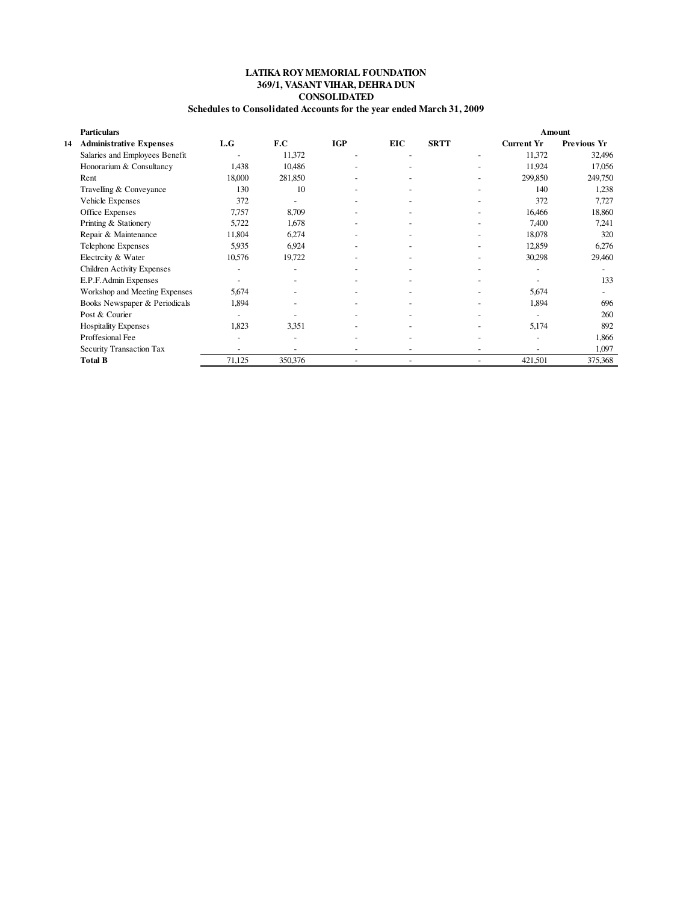**LATIKA ROY MEMORIAL FOUNDATION**
**369/1, VASANT VIHAR, DEHRA DUN**
**CONSOLIDATED**
**Schedules to Consolidated Accounts for the year ended March 31, 2009**

| | **Particulars** | | | | | | | **Amount** | |
|---|---|---|---|---|---|---|---|---|---|
| **14** | **Administrative Expenses** | **L.G** | **F.C** | **IGP** | **EIC** | **SRTT** | | **Current Yr** | **Previous Yr** |
| | Salaries and Employees Benefit | - | 11,372 | - | - | | - | 11,372 | 32,496 |
| | Honorarium & Consultancy | 1,438 | 10,486 | - | - | | - | 11,924 | 17,056 |
| | Rent | 18,000 | 281,850 | - | - | | - | 299,850 | 249,750 |
| | Travelling & Conveyance | 130 | 10 | - | - | | - | 140 | 1,238 |
| | Vehicle Expenses | 372 | - | - | - | | - | 372 | 7,727 |
| | Office Expenses | 7,757 | 8,709 | - | - | | - | 16,466 | 18,860 |
| | Printing & Stationery | 5,722 | 1,678 | - | - | | - | 7,400 | 7,241 |
| | Repair & Maintenance | 11,804 | 6,274 | - | - | | - | 18,078 | 320 |
| | Telephone Expenses | 5,935 | 6,924 | - | - | | - | 12,859 | 6,276 |
| | Electrcity & Water | 10,576 | 19,722 | - | - | | - | 30,298 | 29,460 |
| | Children Activity Expenses | - | - | - | - | | - | - | - |
| | E.P.F.Admin Expenses | - | - | - | - | | - | - | 133 |
| | Workshop and Meeting Expenses | 5,674 | - | - | - | | - | 5,674 | - |
| | Books Newspaper & Periodicals | 1,894 | - | - | - | | - | 1,894 | 696 |
| | Post & Courier | - | - | - | - | | - | - | 260 |
| | Hospitality Expenses | 1,823 | 3,351 | - | - | | - | 5,174 | 892 |
| | Proffesional Fee | - | - | - | - | | - | - | 1,866 |
| | Security Transaction Tax | - | - | - | - | | - | - | 1,097 |
| | **Total B** | 71,125 | 350,376 | - | - | | - | 421,501 | 375,368 |